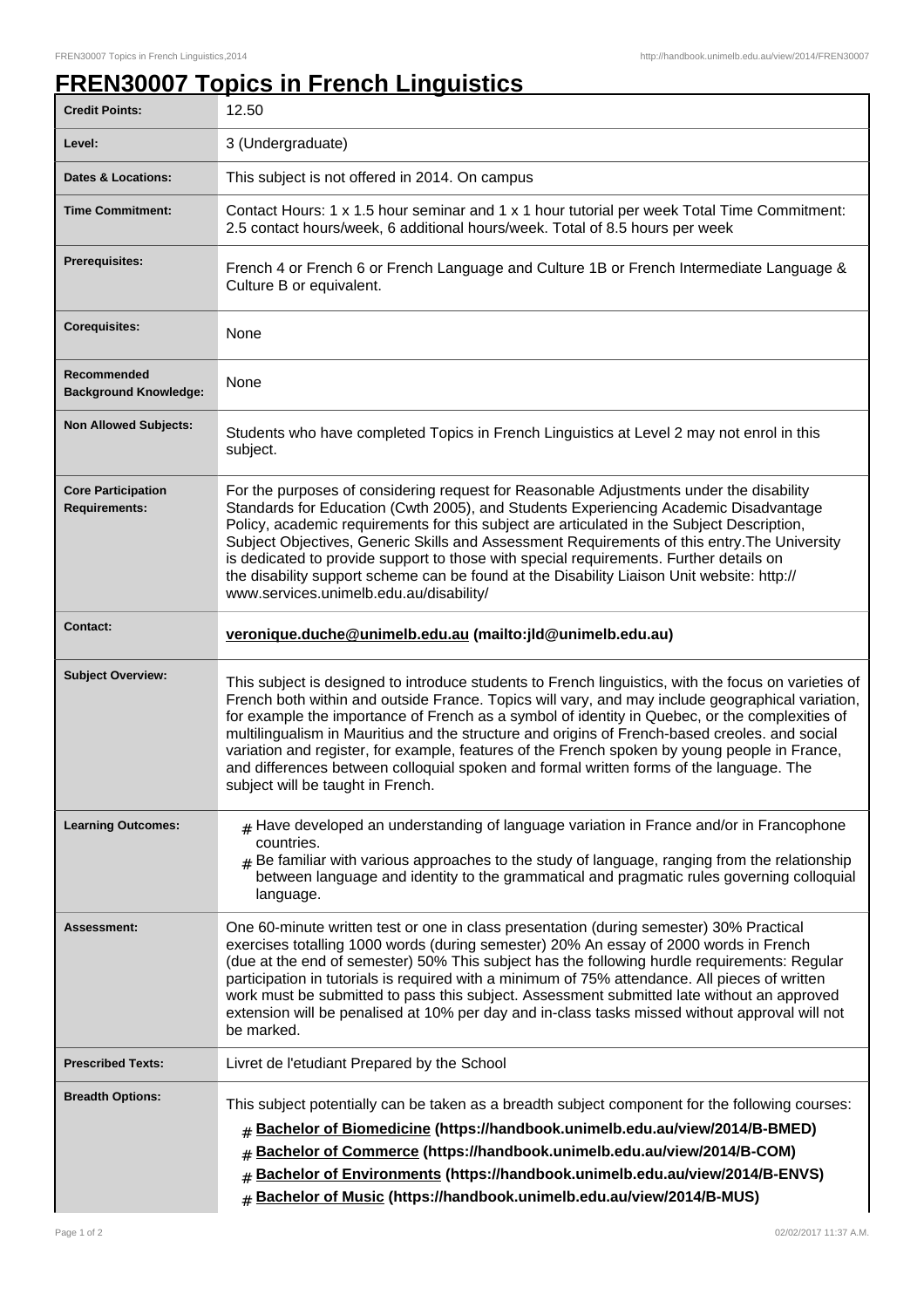# FREN30007 Topics in French Linguistics

| | |
|---|---|
| **Credit Points:** | 12.50 |
| **Level:** | 3 (Undergraduate) |
| **Dates & Locations:** | This subject is not offered in 2014. On campus |
| **Time Commitment:** | Contact Hours: 1 x 1.5 hour seminar and 1 x 1 hour tutorial per week Total Time Commitment: 2.5 contact hours/week, 6 additional hours/week. Total of 8.5 hours per week |
| **Prerequisites:** | French 4 or French 6 or French Language and Culture 1B or French Intermediate Language & Culture B or equivalent. |
| **Corequisites:** | None |
| **Recommended Background Knowledge:** | None |
| **Non Allowed Subjects:** | Students who have completed Topics in French Linguistics at Level 2 may not enrol in this subject. |
| **Core Participation Requirements:** | For the purposes of considering request for Reasonable Adjustments under the disability Standards for Education (Cwth 2005), and Students Experiencing Academic Disadvantage Policy, academic requirements for this subject are articulated in the Subject Description, Subject Objectives, Generic Skills and Assessment Requirements of this entry.The University is dedicated to provide support to those with special requirements. Further details on the disability support scheme can be found at the Disability Liaison Unit website: http://www.services.unimelb.edu.au/disability/ |
| **Contact:** | **veronique.duche@unimelb.edu.au (mailto:jld@unimelb.edu.au)** |
| **Subject Overview:** | This subject is designed to introduce students to French linguistics, with the focus on varieties of French both within and outside France. Topics will vary, and may include geographical variation, for example the importance of French as a symbol of identity in Quebec, or the complexities of multilingualism in Mauritius and the structure and origins of French-based creoles. and social variation and register, for example, features of the French spoken by young people in France, and differences between colloquial spoken and formal written forms of the language. The subject will be taught in French. |
| **Learning Outcomes:** | # Have developed an understanding of language variation in France and/or in Francophone countries. <br> # Be familiar with various approaches to the study of language, ranging from the relationship between language and identity to the grammatical and pragmatic rules governing colloquial language. |
| **Assessment:** | One 60-minute written test or one in class presentation (during semester) 30% Practical exercises totalling 1000 words (during semester) 20% An essay of 2000 words in French (due at the end of semester) 50% This subject has the following hurdle requirements: Regular participation in tutorials is required with a minimum of 75% attendance. All pieces of written work must be submitted to pass this subject. Assessment submitted late without an approved extension will be penalised at 10% per day and in-class tasks missed without approval will not be marked. |
| **Prescribed Texts:** | Livret de l'etudiant Prepared by the School |
| **Breadth Options:** | This subject potentially can be taken as a breadth subject component for the following courses: <br> # **Bachelor of Biomedicine (https://handbook.unimelb.edu.au/view/2014/B-BMED)** <br> # **Bachelor of Commerce (https://handbook.unimelb.edu.au/view/2014/B-COM)** <br> # **Bachelor of Environments (https://handbook.unimelb.edu.au/view/2014/B-ENVS)** <br> # **Bachelor of Music (https://handbook.unimelb.edu.au/view/2014/B-MUS)** |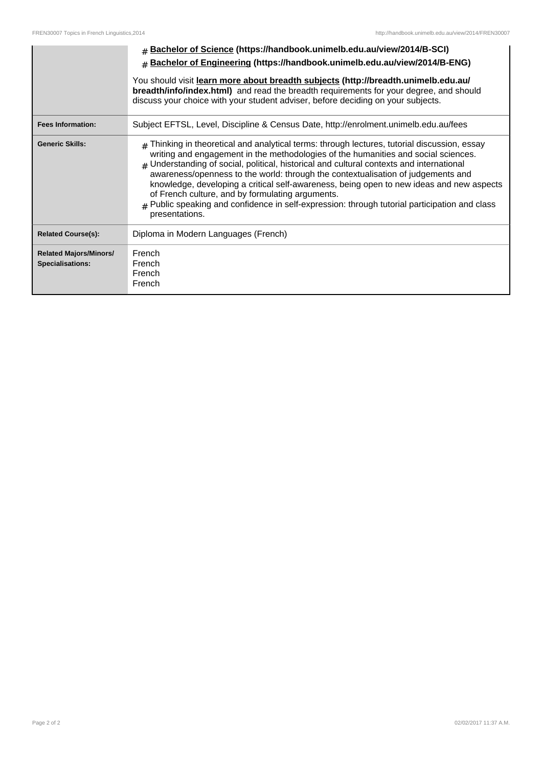| | |
|---|---|
| | # **Bachelor of Science (https://handbook.unimelb.edu.au/view/2014/B-SCI)**<br># **Bachelor of Engineering (https://handbook.unimelb.edu.au/view/2014/B-ENG)**<br>You should visit **learn more about breadth subjects (http://breadth.unimelb.edu.au/breadth/info/index.html)** and read the breadth requirements for your degree, and should discuss your choice with your student adviser, before deciding on your subjects. |
| **Fees Information:** | Subject EFTSL, Level, Discipline & Census Date, http://enrolment.unimelb.edu.au/fees |
| **Generic Skills:** | # Thinking in theoretical and analytical terms: through lectures, tutorial discussion, essay writing and engagement in the methodologies of the humanities and social sciences.<br># Understanding of social, political, historical and cultural contexts and international awareness/openness to the world: through the contextualisation of judgements and knowledge, developing a critical self-awareness, being open to new ideas and new aspects of French culture, and by formulating arguments.<br># Public speaking and confidence in self-expression: through tutorial participation and class presentations. |
| **Related Course(s):** | Diploma in Modern Languages (French) |
| **Related Majors/Minors/ Specialisations:** | French<br>French<br>French<br>French |